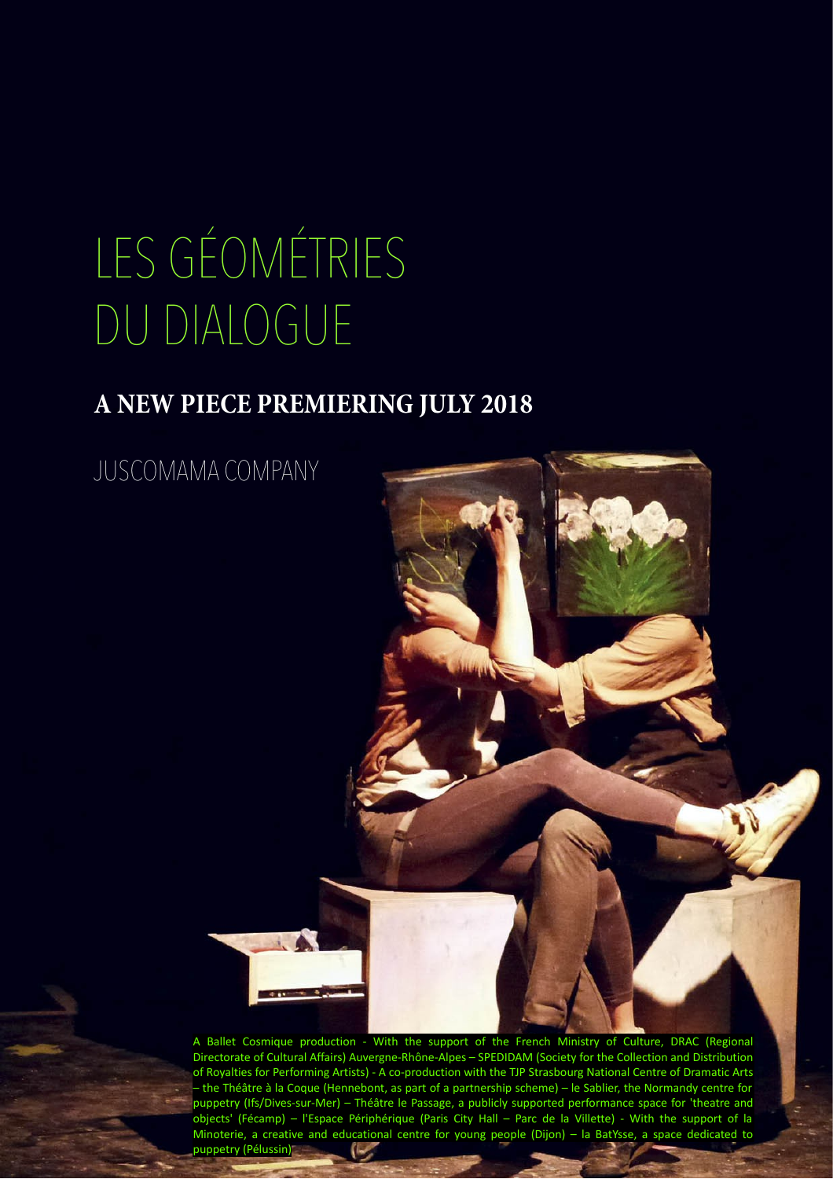# LES GÉOMÉTRIES DU DIALOGUE

## A NEW PIECE PREMIERING JULY 2018

JUSCOMAMA COMPANY

A Ballet Cosmique production - With the support of the French Ministry of Culture, DRAC (Regional Directorate of Cultural Affairs) Auvergne-Rhône-Alpes – SPEDIDAM (Society for the Collection and Distribution of Royalties for Performing Artists) - A co-production with the TJP Strasbourg National Centre of Dramatic Arts – the Théâtre à la Coque (Hennebont, as part of a partnership scheme) – le Sablier, the Normandy centre for puppetry (Ifs/Dives-sur-Mer) – Théâtre le Passage, a publicly supported performance space for 'theatre and objects' (Fécamp) – l'Espace Périphérique (Paris City Hall – Parc de la Villette) - With the support of la Minoterie, a creative and educational centre for young people (Dijon) – la BatYsse, a space dedicated to puppetry (Pélussin)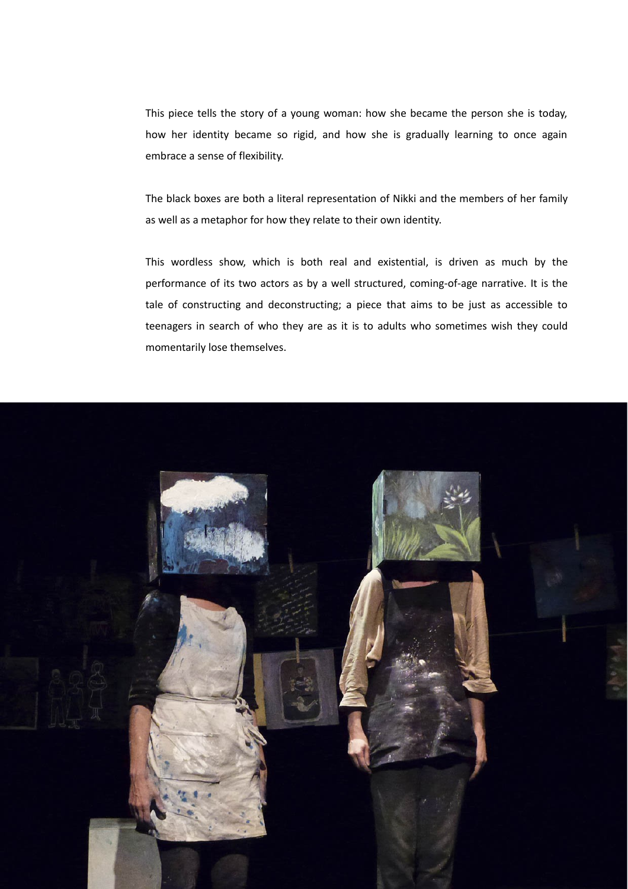This piece tells the story of a young woman: how she became the person she is today, how her identity became so rigid, and how she is gradually learning to once again embrace a sense of flexibility.

The black boxes are both a literal representation of Nikki and the members of her family as well as a metaphor for how they relate to their own identity.

This wordless show, which is both real and existential, is driven as much by the performance of its two actors as by a well structured, coming-of-age narrative. It is the tale of constructing and deconstructing; a piece that aims to be just as accessible to teenagers in search of who they are as it is to adults who sometimes wish they could momentarily lose themselves.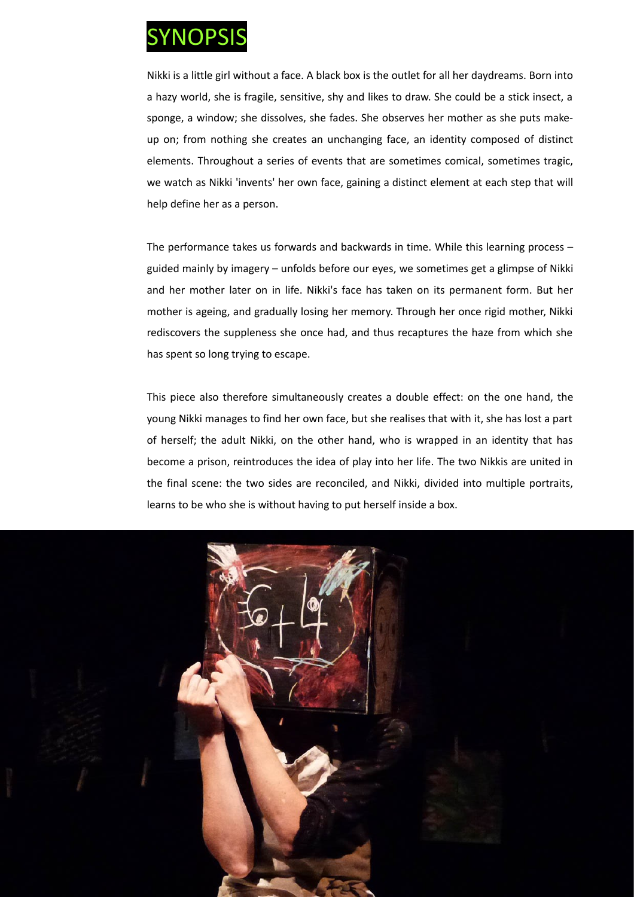# SYNOPSIS

Nikki is a little girl without a face. A black box is the outlet for all her daydreams. Born into a hazy world, she is fragile, sensitive, shy and likes to draw. She could be a stick insect, a sponge, a window; she dissolves, she fades. She observes her mother as she puts make-up on; from nothing she creates an unchanging face, an identity composed of distinct elements. Throughout a series of events that are sometimes comical, sometimes tragic, we watch as Nikki 'invents' her own face, gaining a distinct element at each step that will help define her as a person.

The performance takes us forwards and backwards in time. While this learning process – guided mainly by imagery – unfolds before our eyes, we sometimes get a glimpse of Nikki and her mother later on in life. Nikki's face has taken on its permanent form. But her mother is ageing, and gradually losing her memory. Through her once rigid mother, Nikki rediscovers the suppleness she once had, and thus recaptures the haze from which she has spent so long trying to escape.

This piece also therefore simultaneously creates a double effect: on the one hand, the young Nikki manages to find her own face, but she realises that with it, she has lost a part of herself; the adult Nikki, on the other hand, who is wrapped in an identity that has become a prison, reintroduces the idea of play into her life. The two Nikkis are united in the final scene: the two sides are reconciled, and Nikki, divided into multiple portraits, learns to be who she is without having to put herself inside a box.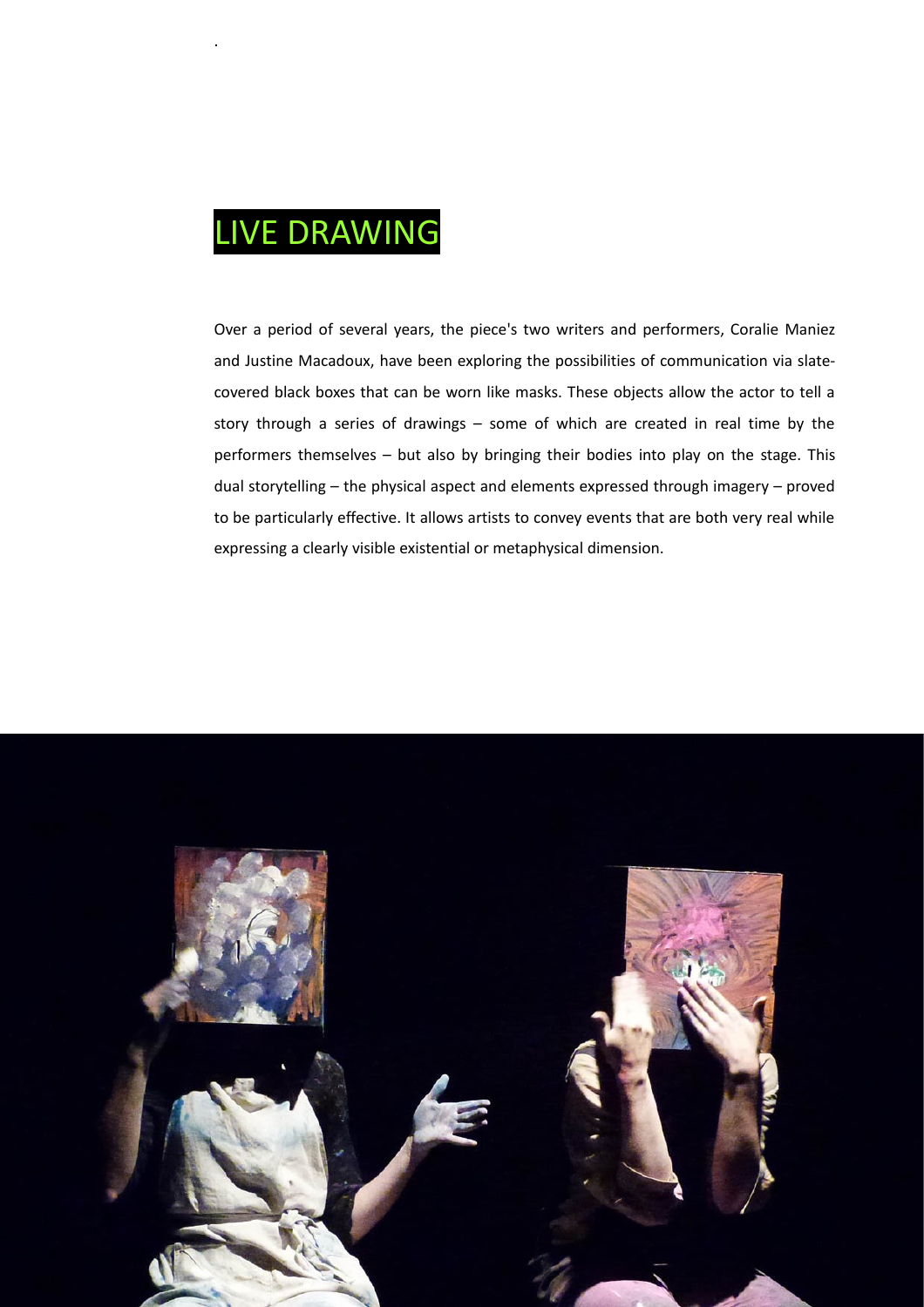# LIVE DRAWING

Over a period of several years, the piece's two writers and performers, Coralie Maniez and Justine Macadoux, have been exploring the possibilities of communication via slate-covered black boxes that can be worn like masks. These objects allow the actor to tell a story through a series of drawings – some of which are created in real time by the performers themselves – but also by bringing their bodies into play on the stage. This dual storytelling – the physical aspect and elements expressed through imagery – proved to be particularly effective. It allows artists to convey events that are both very real while expressing a clearly visible existential or metaphysical dimension.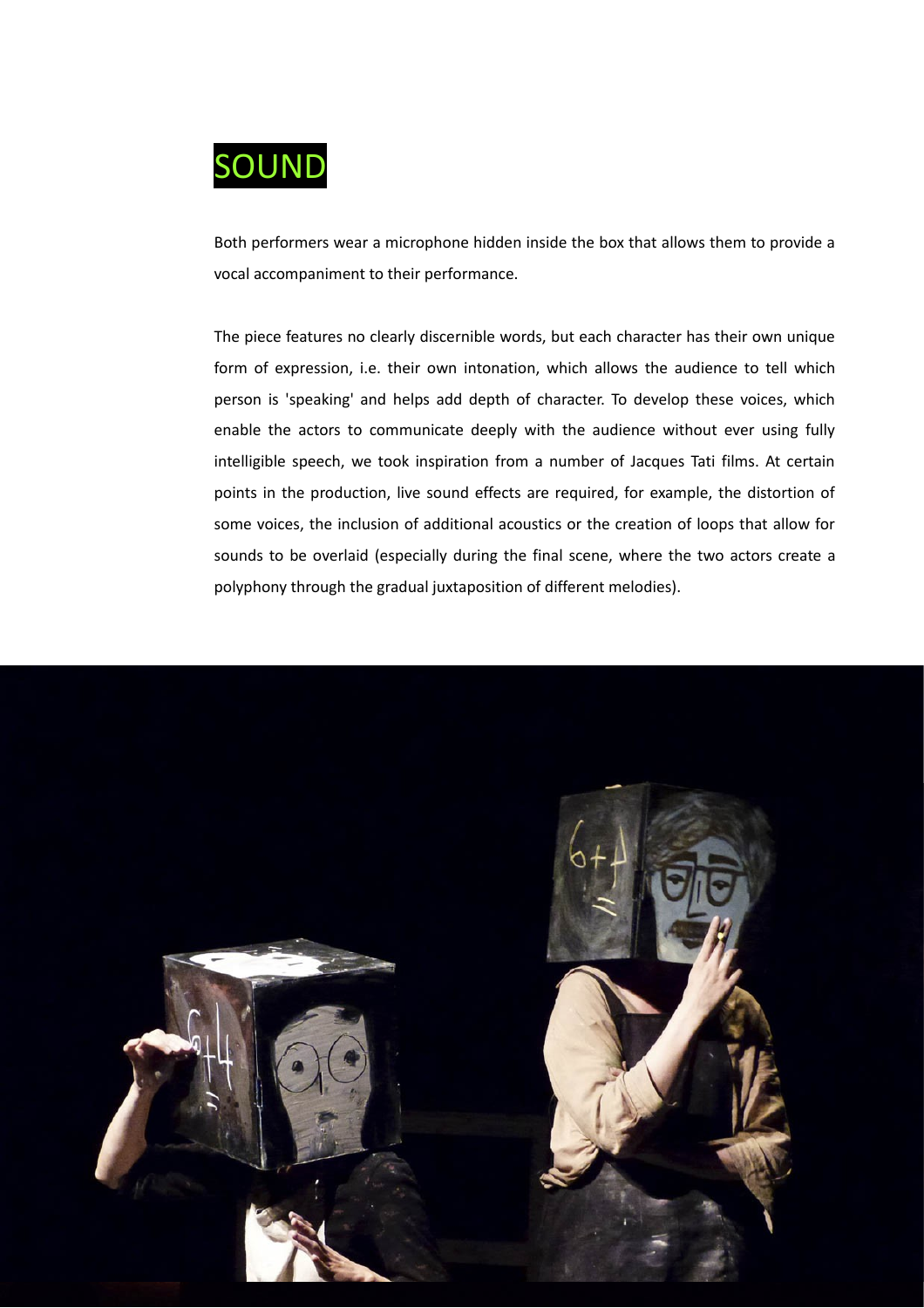# SOUND

Both performers wear a microphone hidden inside the box that allows them to provide a vocal accompaniment to their performance.

The piece features no clearly discernible words, but each character has their own unique form of expression, i.e. their own intonation, which allows the audience to tell which person is 'speaking' and helps add depth of character. To develop these voices, which enable the actors to communicate deeply with the audience without ever using fully intelligible speech, we took inspiration from a number of Jacques Tati films. At certain points in the production, live sound effects are required, for example, the distortion of some voices, the inclusion of additional acoustics or the creation of loops that allow for sounds to be overlaid (especially during the final scene, where the two actors create a polyphony through the gradual juxtaposition of different melodies).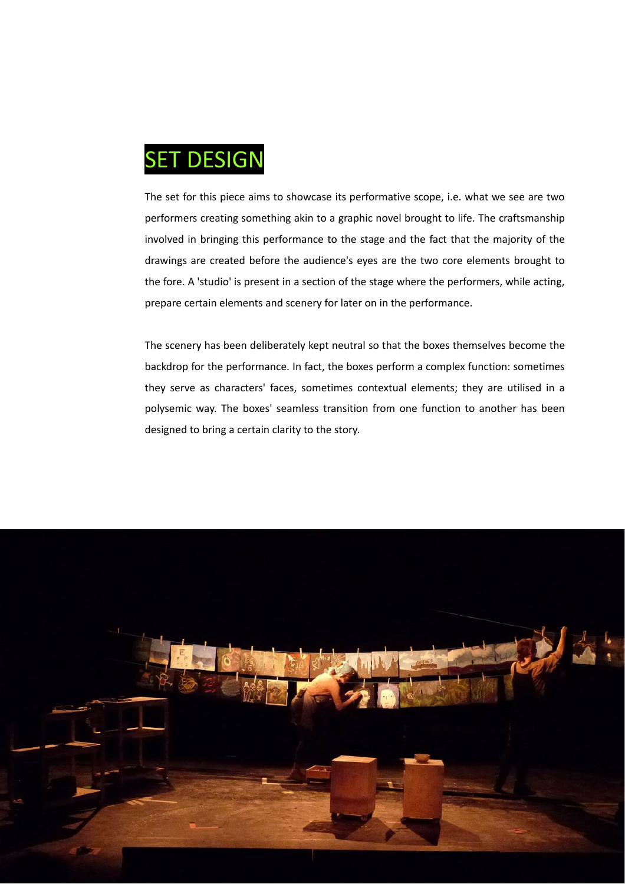# SET DESIGN

The set for this piece aims to showcase its performative scope, i.e. what we see are two performers creating something akin to a graphic novel brought to life. The craftsmanship involved in bringing this performance to the stage and the fact that the majority of the drawings are created before the audience's eyes are the two core elements brought to the fore. A 'studio' is present in a section of the stage where the performers, while acting, prepare certain elements and scenery for later on in the performance.

The scenery has been deliberately kept neutral so that the boxes themselves become the backdrop for the performance. In fact, the boxes perform a complex function: sometimes they serve as characters' faces, sometimes contextual elements; they are utilised in a polysemic way. The boxes' seamless transition from one function to another has been designed to bring a certain clarity to the story.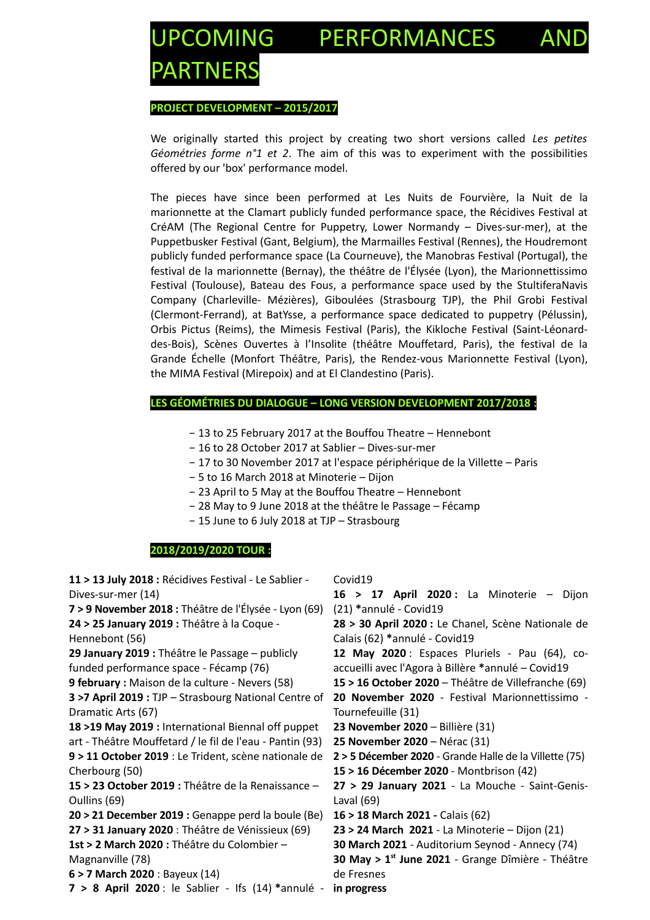# UPCOMING PERFORMANCES AND PARTNERS

**PROJECT DEVELOPMENT – 2015/2017**

We originally started this project by creating two short versions called *Les petites Géométries forme n°1 et 2*. The aim of this was to experiment with the possibilities offered by our 'box' performance model.

The pieces have since been performed at Les Nuits de Fourvière, la Nuit de la marionnette at the Clamart publicly funded performance space, the Récidives Festival at CréAM (The Regional Centre for Puppetry, Lower Normandy – Dives-sur-mer), at the Puppetbusker Festival (Gant, Belgium), the Marmailles Festival (Rennes), the Houdremont publicly funded performance space (La Courneuve), the Manobras Festival (Portugal), the festival de la marionnette (Bernay), the théâtre de l'Élysée (Lyon), the Marionnettissimo Festival (Toulouse), Bateau des Fous, a performance space used by the StultiferaNavis Company (Charleville- Mézières), Giboulées (Strasbourg TJP), the Phil Grobi Festival (Clermont-Ferrand), at BatYsse, a performance space dedicated to puppetry (Pélussin), Orbis Pictus (Reims), the Mimesis Festival (Paris), the Kikloche Festival (Saint-Léonard-des-Bois), Scènes Ouvertes à l'Insolite (théâtre Mouffetard, Paris), the festival de la Grande Échelle (Monfort Théâtre, Paris), the Rendez-vous Marionnette Festival (Lyon), the MIMA Festival (Mirepoix) and at El Clandestino (Paris).

**LES GÉOMÉTRIES DU DIALOGUE – LONG VERSION DEVELOPMENT 2017/2018 :**

- 13 to 25 February 2017 at the Bouffou Theatre – Hennebont
- 16 to 28 October 2017 at Sablier – Dives-sur-mer
- 17 to 30 November 2017 at l'espace périphérique de la Villette – Paris
- 5 to 16 March 2018 at Minoterie – Dijon
- 23 April to 5 May at the Bouffou Theatre – Hennebont
- 28 May to 9 June 2018 at the théâtre le Passage – Fécamp
- 15 June to 6 July 2018 at TJP – Strasbourg

**2018/2019/2020 TOUR :**

**11 > 13 July 2018 :** Récidives Festival - Le Sablier - Dives-sur-mer (14)
**7 > 9 November 2018 :** Théâtre de l'Élysée - Lyon (69)
**24 > 25 January 2019 :** Théâtre à la Coque - Hennebont (56)
**29 January 2019 :** Théâtre le Passage – publicly funded performance space - Fécamp (76)
**9 february :** Maison de la culture - Nevers (58)
**3 >7 April 2019 :** TJP – Strasbourg National Centre of Dramatic Arts (67)
**18 >19 May 2019 :** International Biennal off puppet art - Théâtre Mouffetard / le fil de l'eau - Pantin (93)
**9 > 11 October 2019** : Le Trident, scène nationale de Cherbourg (50)
**15 > 23 October 2019 :** Théâtre de la Renaissance – Oullins (69)
**20 > 21 December 2019 :** Genappe perd la boule (Be)
**27 > 31 January 2020** : Théâtre de Vénissieux (69)
**1st > 2 March 2020 :** Théâtre du Colombier – Magnanville (78)
**6 > 7 March 2020** : Bayeux (14)
**7 > 8 April 2020** : le Sablier - Ifs (14) ***annulé** - Covid19
**16 > 17 April 2020 :** La Minoterie – Dijon (21) ***annulé** - Covid19
**28 > 30 April 2020 :** Le Chanel, Scène Nationale de Calais (62) ***annulé** - Covid19
**12 May 2020** : Espaces Pluriels - Pau (64), co-accueilli avec l'Agora à Billère ***annulé** – Covid19
**15 > 16 October 2020** – Théâtre de Villefranche (69)
**20 November 2020** - Festival Marionnettissimo - Tournefeuille (31)
**23 November 2020** – Billière (31)
**25 November 2020** – Nérac (31)
**2 > 5 Décember 2020** - Grande Halle de la Villette (75)
**15 > 16 Décember 2020** - Montbrison (42)
**27 > 29 January 2021** - La Mouche - Saint-Genis-Laval (69)
**16 > 18 March 2021 -** Calais (62)
**23 > 24 March 2021** - La Minoterie – Dijon (21)
**30 March 2021** - Auditorium Seynod - Annecy (74)
**30 May > 1st June 2021** - Grange Dîmière - Théâtre de Fresnes
**in progress**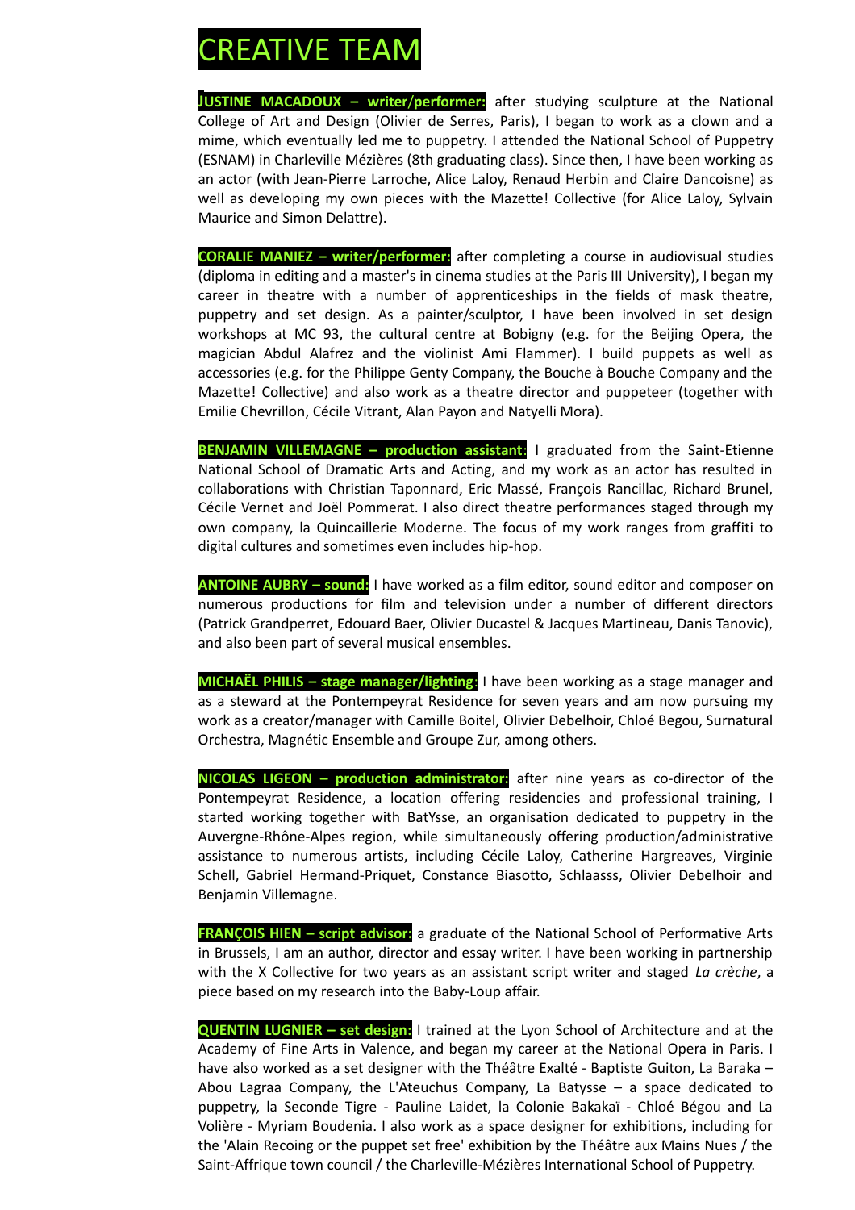# CREATIVE TEAM

**JUSTINE MACADOUX – writer/performer:** after studying sculpture at the National College of Art and Design (Olivier de Serres, Paris), I began to work as a clown and a mime, which eventually led me to puppetry. I attended the National School of Puppetry (ESNAM) in Charleville Mézières (8th graduating class). Since then, I have been working as an actor (with Jean-Pierre Larroche, Alice Laloy, Renaud Herbin and Claire Dancoisne) as well as developing my own pieces with the Mazette! Collective (for Alice Laloy, Sylvain Maurice and Simon Delattre).

**CORALIE MANIEZ – writer/performer:** after completing a course in audiovisual studies (diploma in editing and a master's in cinema studies at the Paris III University), I began my career in theatre with a number of apprenticeships in the fields of mask theatre, puppetry and set design. As a painter/sculptor, I have been involved in set design workshops at MC 93, the cultural centre at Bobigny (e.g. for the Beijing Opera, the magician Abdul Alafrez and the violinist Ami Flammer). I build puppets as well as accessories (e.g. for the Philippe Genty Company, the Bouche à Bouche Company and the Mazette! Collective) and also work as a theatre director and puppeteer (together with Emilie Chevrillon, Cécile Vitrant, Alan Payon and Natyelli Mora).

**BENJAMIN VILLEMAGNE – production assistant:** I graduated from the Saint-Etienne National School of Dramatic Arts and Acting, and my work as an actor has resulted in collaborations with Christian Taponnard, Eric Massé, François Rancillac, Richard Brunel, Cécile Vernet and Joël Pommerat. I also direct theatre performances staged through my own company, la Quincaillerie Moderne. The focus of my work ranges from graffiti to digital cultures and sometimes even includes hip-hop.

**ANTOINE AUBRY – sound:** I have worked as a film editor, sound editor and composer on numerous productions for film and television under a number of different directors (Patrick Grandperret, Edouard Baer, Olivier Ducastel & Jacques Martineau, Danis Tanovic), and also been part of several musical ensembles.

**MICHAËL PHILIS – stage manager/lighting:** I have been working as a stage manager and as a steward at the Pontempeyrat Residence for seven years and am now pursuing my work as a creator/manager with Camille Boitel, Olivier Debelhoir, Chloé Begou, Surnatural Orchestra, Magnétic Ensemble and Groupe Zur, among others.

**NICOLAS LIGEON – production administrator:** after nine years as co-director of the Pontempeyrat Residence, a location offering residencies and professional training, I started working together with BatYsse, an organisation dedicated to puppetry in the Auvergne-Rhône-Alpes region, while simultaneously offering production/administrative assistance to numerous artists, including Cécile Laloy, Catherine Hargreaves, Virginie Schell, Gabriel Hermand-Priquet, Constance Biasotto, Schlaasss, Olivier Debelhoir and Benjamin Villemagne.

**FRANÇOIS HIEN – script advisor:** a graduate of the National School of Performative Arts in Brussels, I am an author, director and essay writer. I have been working in partnership with the X Collective for two years as an assistant script writer and staged *La crèche*, a piece based on my research into the Baby-Loup affair.

**QUENTIN LUGNIER – set design:** I trained at the Lyon School of Architecture and at the Academy of Fine Arts in Valence, and began my career at the National Opera in Paris. I have also worked as a set designer with the Théâtre Exalté - Baptiste Guiton, La Baraka – Abou Lagraa Company, the L'Ateuchus Company, La Batysse – a space dedicated to puppetry, la Seconde Tigre - Pauline Laidet, la Colonie Bakakaï - Chloé Bégou and La Volière - Myriam Boudenia. I also work as a space designer for exhibitions, including for the 'Alain Recoing or the puppet set free' exhibition by the Théâtre aux Mains Nues / the Saint-Affrique town council / the Charleville-Mézières International School of Puppetry.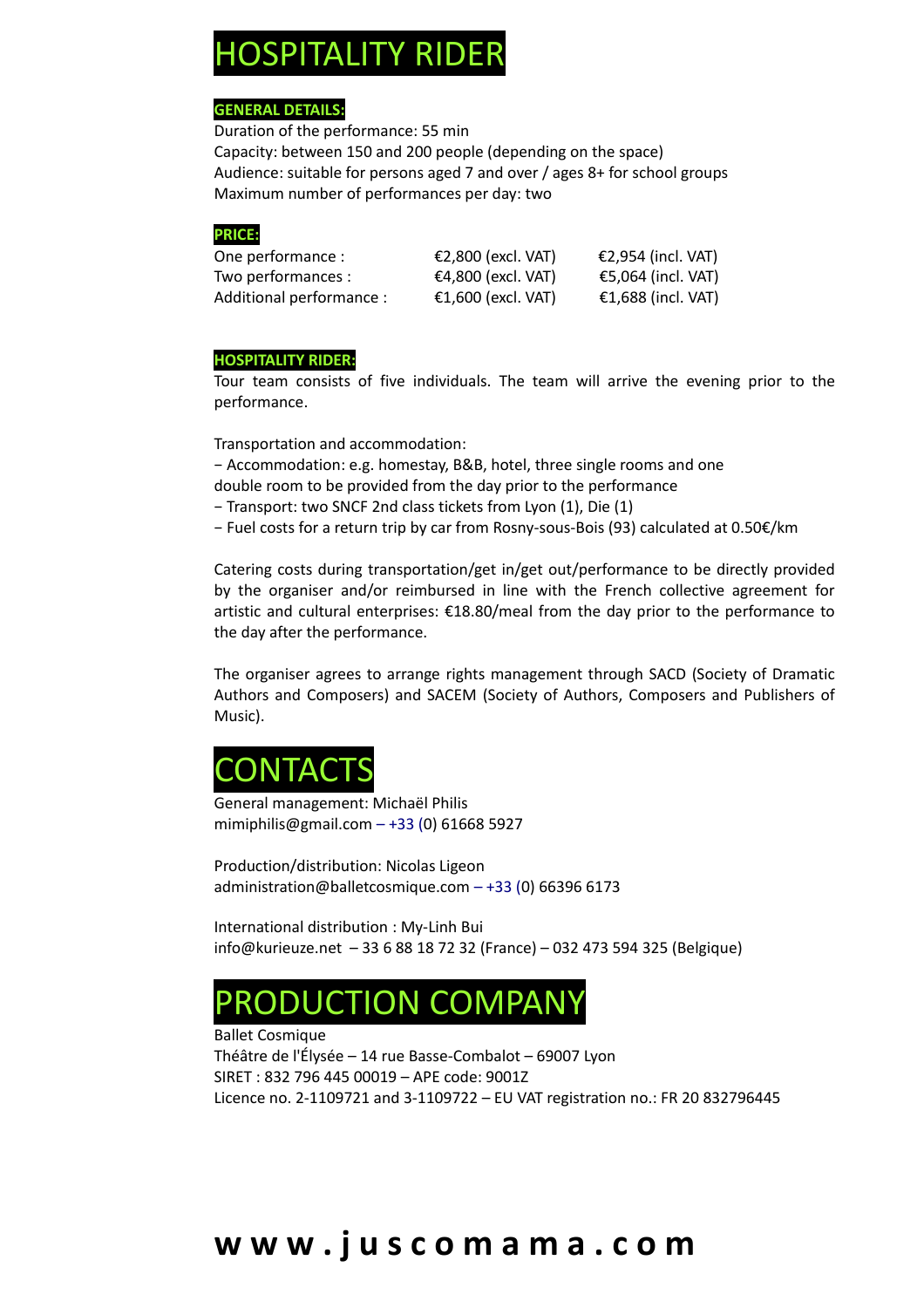# HOSPITALITY RIDER

**GENERAL DETAILS:**

Duration of the performance: 55 min
Capacity: between 150 and 200 people (depending on the space)
Audience: suitable for persons aged 7 and over / ages 8+ for school groups
Maximum number of performances per day: two

**PRICE:**

| | | |
|---|---|---|
| One performance : | €2,800 (excl. VAT) | €2,954 (incl. VAT) |
| Two performances : | €4,800 (excl. VAT) | €5,064 (incl. VAT) |
| Additional performance : | €1,600 (excl. VAT) | €1,688 (incl. VAT) |

**HOSPITALITY RIDER:**

Tour team consists of five individuals. The team will arrive the evening prior to the performance.

Transportation and accommodation:

− Accommodation: e.g. homestay, B&B, hotel, three single rooms and one double room to be provided from the day prior to the performance
− Transport: two SNCF 2nd class tickets from Lyon (1), Die (1)
− Fuel costs for a return trip by car from Rosny-sous-Bois (93) calculated at 0.50€/km

Catering costs during transportation/get in/get out/performance to be directly provided by the organiser and/or reimbursed in line with the French collective agreement for artistic and cultural enterprises: €18.80/meal from the day prior to the performance to the day after the performance.

The organiser agrees to arrange rights management through SACD (Society of Dramatic Authors and Composers) and SACEM (Society of Authors, Composers and Publishers of Music).

# CONTACTS

General management: Michaël Philis
mimiphilis@gmail.com – +33 (0) 61668 5927

Production/distribution: Nicolas Ligeon
administration@balletcosmique.com – +33 (0) 66396 6173

International distribution : My-Linh Bui
info@kurieuze.net – 33 6 88 18 72 32 (France) – 032 473 594 325 (Belgique)

# PRODUCTION COMPANY

Ballet Cosmique
Théâtre de l'Élysée – 14 rue Basse-Combalot – 69007 Lyon
SIRET : 832 796 445 00019 – APE code: 9001Z
Licence no. 2-1109721 and 3-1109722 – EU VAT registration no.: FR 20 832796445

**www.juscomama.com**